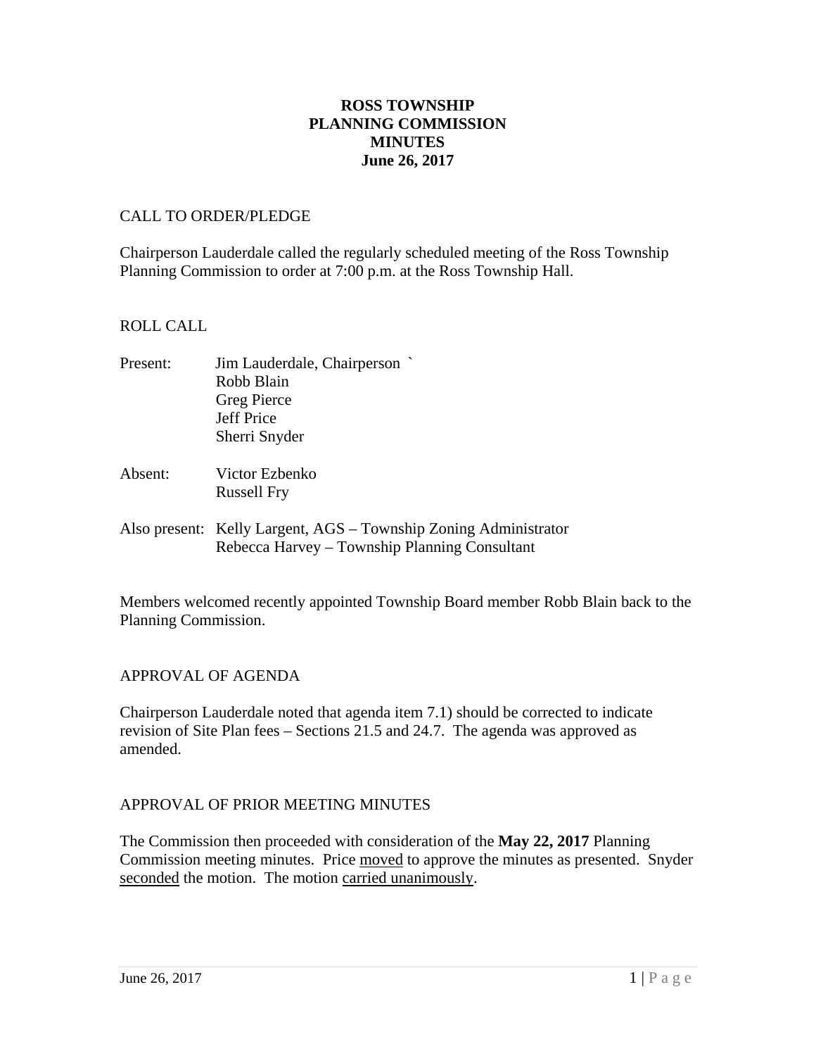# ROSS TOWNSHIP
# PLANNING COMMISSION
# MINUTES
# June 26, 2017

CALL TO ORDER/PLEDGE

Chairperson Lauderdale called the regularly scheduled meeting of the Ross Township Planning Commission to order at 7:00 p.m. at the Ross Township Hall.

ROLL CALL

Present: Jim Lauderdale, Chairperson `
Robb Blain
Greg Pierce
Jeff Price
Sherri Snyder

Absent: Victor Ezbenko
Russell Fry

Also present: Kelly Largent, AGS – Township Zoning Administrator
Rebecca Harvey – Township Planning Consultant

Members welcomed recently appointed Township Board member Robb Blain back to the Planning Commission.

APPROVAL OF AGENDA

Chairperson Lauderdale noted that agenda item 7.1) should be corrected to indicate revision of Site Plan fees – Sections 21.5 and 24.7. The agenda was approved as amended.

APPROVAL OF PRIOR MEETING MINUTES

The Commission then proceeded with consideration of the **May 22, 2017** Planning Commission meeting minutes. Price moved to approve the minutes as presented. Snyder seconded the motion. The motion carried unanimously.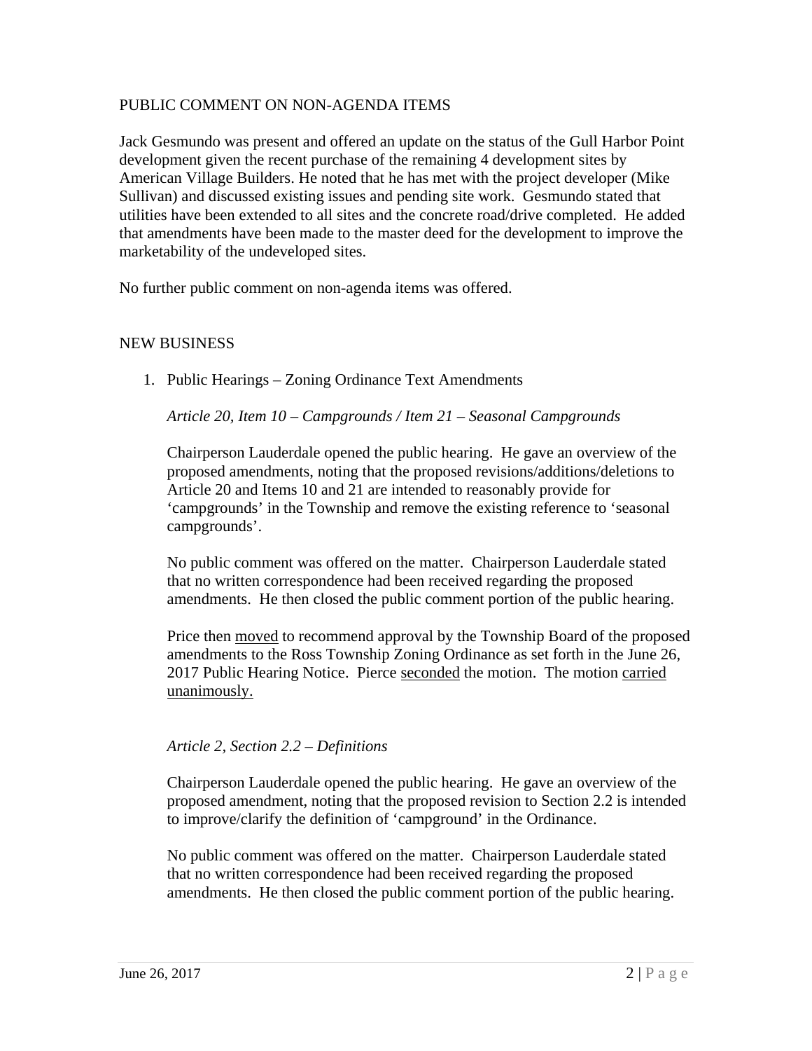PUBLIC COMMENT ON NON-AGENDA ITEMS

Jack Gesmundo was present and offered an update on the status of the Gull Harbor Point development given the recent purchase of the remaining 4 development sites by American Village Builders. He noted that he has met with the project developer (Mike Sullivan) and discussed existing issues and pending site work. Gesmundo stated that utilities have been extended to all sites and the concrete road/drive completed. He added that amendments have been made to the master deed for the development to improve the marketability of the undeveloped sites.

No further public comment on non-agenda items was offered.

NEW BUSINESS

1. Public Hearings – Zoning Ordinance Text Amendments

   *Article 20, Item 10 – Campgrounds / Item 21 – Seasonal Campgrounds*

   Chairperson Lauderdale opened the public hearing. He gave an overview of the proposed amendments, noting that the proposed revisions/additions/deletions to Article 20 and Items 10 and 21 are intended to reasonably provide for 'campgrounds' in the Township and remove the existing reference to 'seasonal campgrounds'.

   No public comment was offered on the matter. Chairperson Lauderdale stated that no written correspondence had been received regarding the proposed amendments. He then closed the public comment portion of the public hearing.

   Price then <u>moved</u> to recommend approval by the Township Board of the proposed amendments to the Ross Township Zoning Ordinance as set forth in the June 26, 2017 Public Hearing Notice. Pierce <u>seconded</u> the motion. The motion <u>carried unanimously.</u>

   *Article 2, Section 2.2 – Definitions*

   Chairperson Lauderdale opened the public hearing. He gave an overview of the proposed amendment, noting that the proposed revision to Section 2.2 is intended to improve/clarify the definition of 'campground' in the Ordinance.

   No public comment was offered on the matter. Chairperson Lauderdale stated that no written correspondence had been received regarding the proposed amendments. He then closed the public comment portion of the public hearing.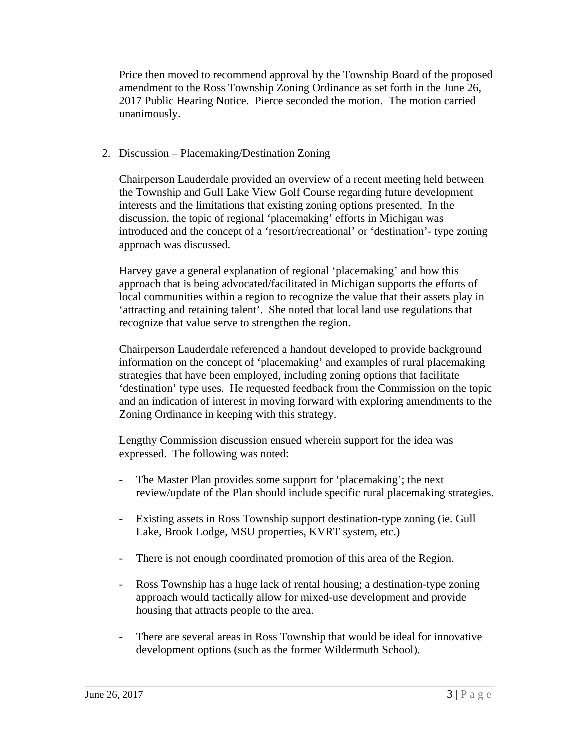Price then <u>moved</u> to recommend approval by the Township Board of the proposed amendment to the Ross Township Zoning Ordinance as set forth in the June 26, 2017 Public Hearing Notice. Pierce <u>seconded</u> the motion. The motion <u>carried unanimously.</u>

2. Discussion – Placemaking/Destination Zoning

   Chairperson Lauderdale provided an overview of a recent meeting held between the Township and Gull Lake View Golf Course regarding future development interests and the limitations that existing zoning options presented. In the discussion, the topic of regional 'placemaking' efforts in Michigan was introduced and the concept of a 'resort/recreational' or 'destination'- type zoning approach was discussed.

   Harvey gave a general explanation of regional 'placemaking' and how this approach that is being advocated/facilitated in Michigan supports the efforts of local communities within a region to recognize the value that their assets play in 'attracting and retaining talent'. She noted that local land use regulations that recognize that value serve to strengthen the region.

   Chairperson Lauderdale referenced a handout developed to provide background information on the concept of 'placemaking' and examples of rural placemaking strategies that have been employed, including zoning options that facilitate 'destination' type uses. He requested feedback from the Commission on the topic and an indication of interest in moving forward with exploring amendments to the Zoning Ordinance in keeping with this strategy.

   Lengthy Commission discussion ensued wherein support for the idea was expressed. The following was noted:

   - The Master Plan provides some support for 'placemaking'; the next review/update of the Plan should include specific rural placemaking strategies.

   - Existing assets in Ross Township support destination-type zoning (ie. Gull Lake, Brook Lodge, MSU properties, KVRT system, etc.)

   - There is not enough coordinated promotion of this area of the Region.

   - Ross Township has a huge lack of rental housing; a destination-type zoning approach would tactically allow for mixed-use development and provide housing that attracts people to the area.

   - There are several areas in Ross Township that would be ideal for innovative development options (such as the former Wildermuth School).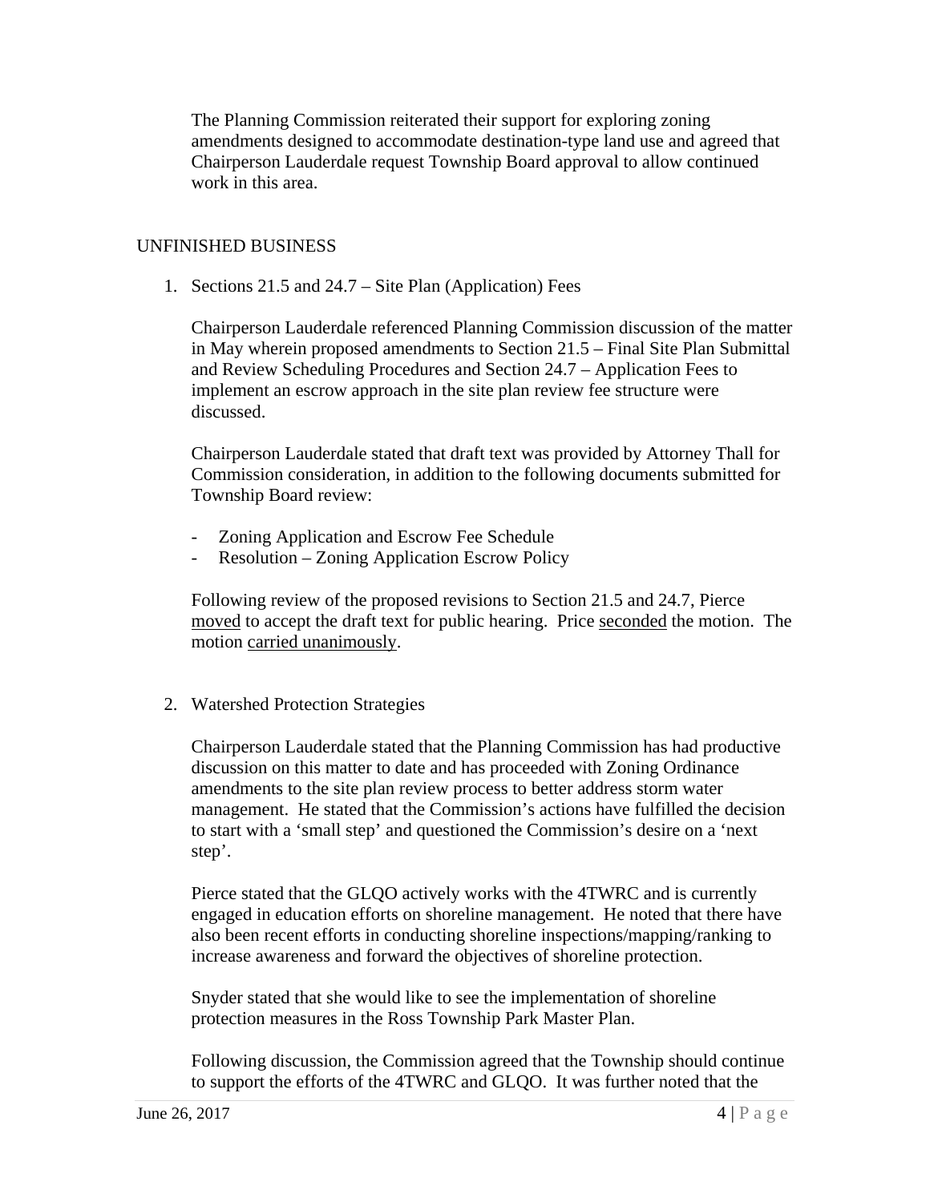The Planning Commission reiterated their support for exploring zoning amendments designed to accommodate destination-type land use and agreed that Chairperson Lauderdale request Township Board approval to allow continued work in this area.

UNFINISHED BUSINESS

1. Sections 21.5 and 24.7 – Site Plan (Application) Fees

   Chairperson Lauderdale referenced Planning Commission discussion of the matter in May wherein proposed amendments to Section 21.5 – Final Site Plan Submittal and Review Scheduling Procedures and Section 24.7 – Application Fees to implement an escrow approach in the site plan review fee structure were discussed.

   Chairperson Lauderdale stated that draft text was provided by Attorney Thall for Commission consideration, in addition to the following documents submitted for Township Board review:

   - Zoning Application and Escrow Fee Schedule
   - Resolution – Zoning Application Escrow Policy

   Following review of the proposed revisions to Section 21.5 and 24.7, Pierce moved to accept the draft text for public hearing. Price seconded the motion. The motion carried unanimously.

2. Watershed Protection Strategies

   Chairperson Lauderdale stated that the Planning Commission has had productive discussion on this matter to date and has proceeded with Zoning Ordinance amendments to the site plan review process to better address storm water management. He stated that the Commission's actions have fulfilled the decision to start with a 'small step' and questioned the Commission's desire on a 'next step'.

   Pierce stated that the GLQO actively works with the 4TWRC and is currently engaged in education efforts on shoreline management. He noted that there have also been recent efforts in conducting shoreline inspections/mapping/ranking to increase awareness and forward the objectives of shoreline protection.

   Snyder stated that she would like to see the implementation of shoreline protection measures in the Ross Township Park Master Plan.

   Following discussion, the Commission agreed that the Township should continue to support the efforts of the 4TWRC and GLQO. It was further noted that the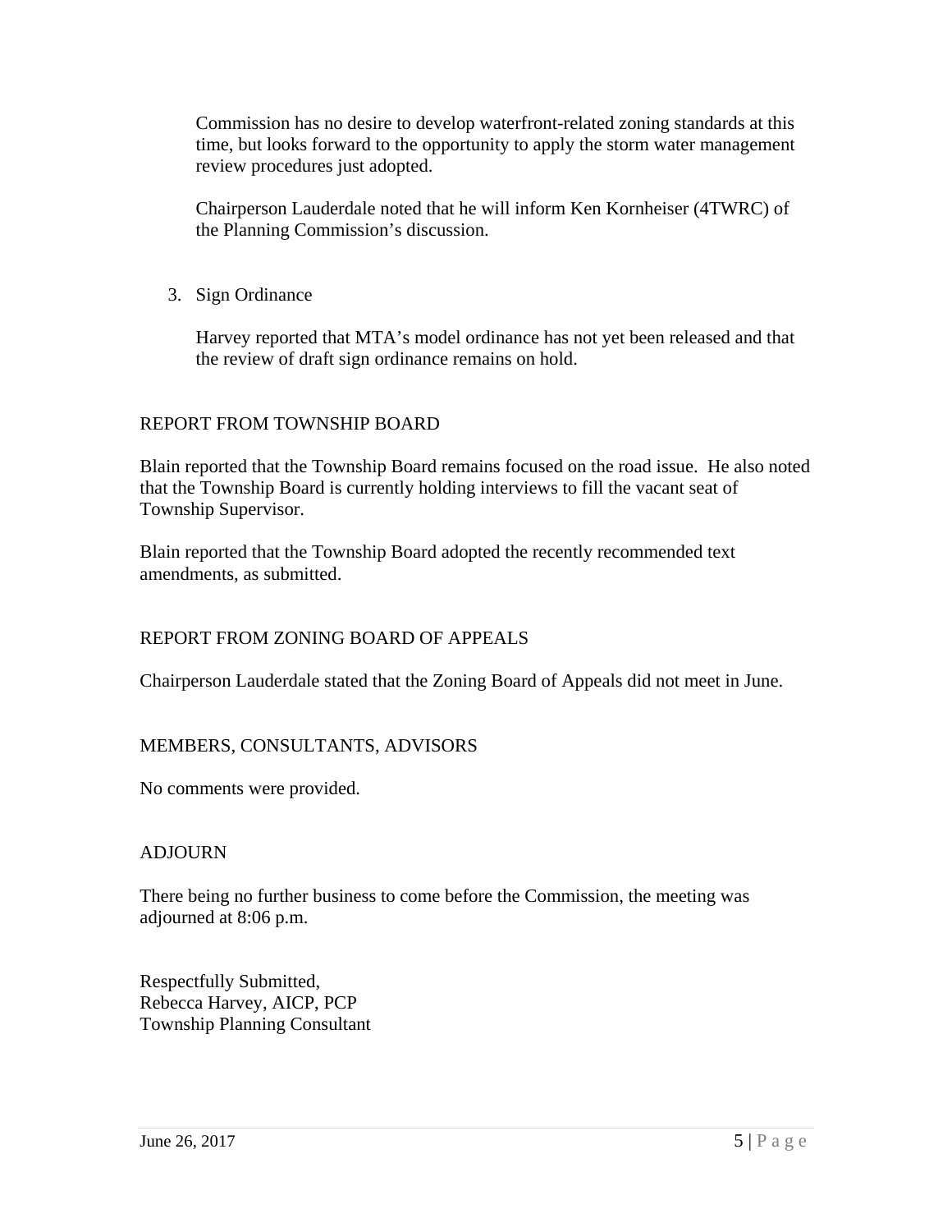Commission has no desire to develop waterfront-related zoning standards at this time, but looks forward to the opportunity to apply the storm water management review procedures just adopted.

Chairperson Lauderdale noted that he will inform Ken Kornheiser (4TWRC) of the Planning Commission's discussion.

3. Sign Ordinance

   Harvey reported that MTA's model ordinance has not yet been released and that the review of draft sign ordinance remains on hold.

## REPORT FROM TOWNSHIP BOARD

Blain reported that the Township Board remains focused on the road issue. He also noted that the Township Board is currently holding interviews to fill the vacant seat of Township Supervisor.

Blain reported that the Township Board adopted the recently recommended text amendments, as submitted.

## REPORT FROM ZONING BOARD OF APPEALS

Chairperson Lauderdale stated that the Zoning Board of Appeals did not meet in June.

## MEMBERS, CONSULTANTS, ADVISORS

No comments were provided.

## ADJOURN

There being no further business to come before the Commission, the meeting was adjourned at 8:06 p.m.

Respectfully Submitted,
Rebecca Harvey, AICP, PCP
Township Planning Consultant